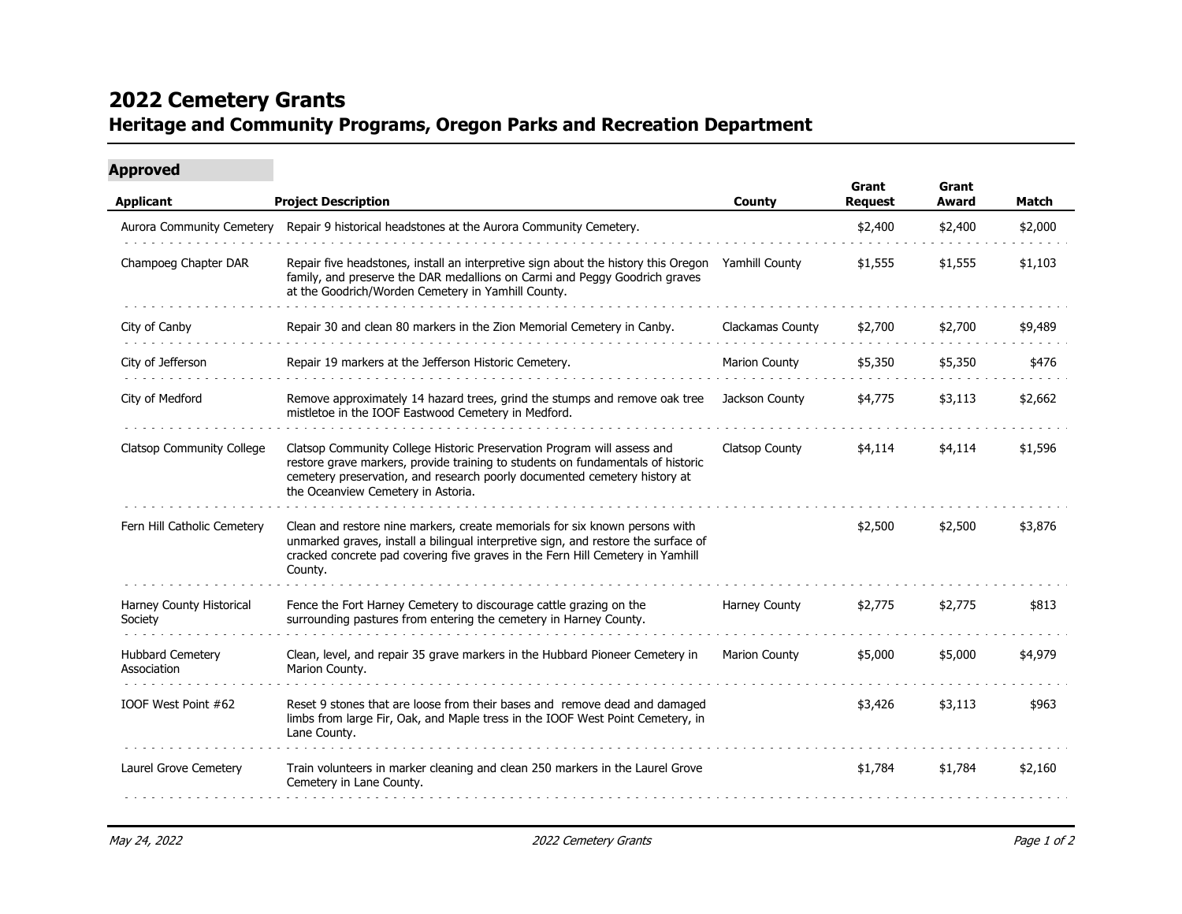# 2022 Cemetery Grants

## Heritage and Community Programs, Oregon Parks and Recreation Department

### Approved

| Applicant | Project Description | County | Grant Request | Grant Award | Match |
| --- | --- | --- | --- | --- | --- |
| Aurora Community Cemetery | Repair 9 historical headstones at the Aurora Community Cemetery. | | $2,400 | $2,400 | $2,000 |
| Champoeg Chapter DAR | Repair five headstones, install an interpretive sign about the history this Oregon family, and preserve the DAR medallions on Carmi and Peggy Goodrich graves at the Goodrich/Worden Cemetery in Yamhill County. | Yamhill County | $1,555 | $1,555 | $1,103 |
| City of Canby | Repair 30 and clean 80 markers in the Zion Memorial Cemetery in Canby. | Clackamas County | $2,700 | $2,700 | $9,489 |
| City of Jefferson | Repair 19 markers at the Jefferson Historic Cemetery. | Marion County | $5,350 | $5,350 | $476 |
| City of Medford | Remove approximately 14 hazard trees, grind the stumps and remove oak tree mistletoe in the IOOF Eastwood Cemetery in Medford. | Jackson County | $4,775 | $3,113 | $2,662 |
| Clatsop Community College | Clatsop Community College Historic Preservation Program will assess and restore grave markers, provide training to students on fundamentals of historic cemetery preservation, and research poorly documented cemetery history at the Oceanview Cemetery in Astoria. | Clatsop County | $4,114 | $4,114 | $1,596 |
| Fern Hill Catholic Cemetery | Clean and restore nine markers, create memorials for six known persons with unmarked graves, install a bilingual interpretive sign, and restore the surface of cracked concrete pad covering five graves in the Fern Hill Cemetery in Yamhill County. | | $2,500 | $2,500 | $3,876 |
| Harney County Historical Society | Fence the Fort Harney Cemetery to discourage cattle grazing on the surrounding pastures from entering the cemetery in Harney County. | Harney County | $2,775 | $2,775 | $813 |
| Hubbard Cemetery Association | Clean, level, and repair 35 grave markers in the Hubbard Pioneer Cemetery in Marion County. | Marion County | $5,000 | $5,000 | $4,979 |
| IOOF West Point #62 | Reset 9 stones that are loose from their bases and remove dead and damaged limbs from large Fir, Oak, and Maple tress in the IOOF West Point Cemetery, in Lane County. | | $3,426 | $3,113 | $963 |
| Laurel Grove Cemetery | Train volunteers in marker cleaning and clean 250 markers in the Laurel Grove Cemetery in Lane County. | | $1,784 | $1,784 | $2,160 |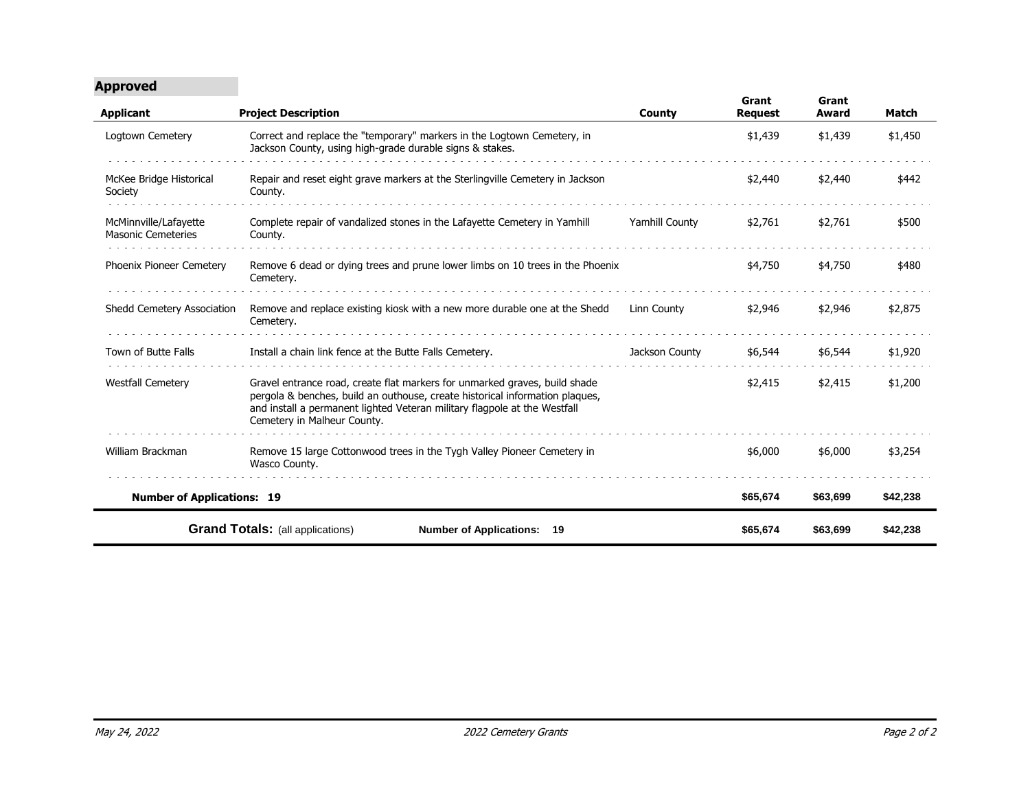## Approved

| Applicant | Project Description | County | Grant Request | Grant Award | Match |
|---|---|---|---|---|---|
| Logtown Cemetery | Correct and replace the "temporary" markers in the Logtown Cemetery, in Jackson County, using high-grade durable signs & stakes. | | $1,439 | $1,439 | $1,450 |
| McKee Bridge Historical Society | Repair and reset eight grave markers at the Sterlingville Cemetery in Jackson County. | | $2,440 | $2,440 | $442 |
| McMinnville/Lafayette Masonic Cemeteries | Complete repair of vandalized stones in the Lafayette Cemetery in Yamhill County. | Yamhill County | $2,761 | $2,761 | $500 |
| Phoenix Pioneer Cemetery | Remove 6 dead or dying trees and prune lower limbs on 10 trees in the Phoenix Cemetery. | | $4,750 | $4,750 | $480 |
| Shedd Cemetery Association | Remove and replace existing kiosk with a new more durable one at the Shedd Cemetery. | Linn County | $2,946 | $2,946 | $2,875 |
| Town of Butte Falls | Install a chain link fence at the Butte Falls Cemetery. | Jackson County | $6,544 | $6,544 | $1,920 |
| Westfall Cemetery | Gravel entrance road, create flat markers for unmarked graves, build shade pergola & benches, build an outhouse, create historical information plaques, and install a permanent lighted Veteran military flagpole at the Westfall Cemetery in Malheur County. | | $2,415 | $2,415 | $1,200 |
| William Brackman | Remove 15 large Cottonwood trees in the Tygh Valley Pioneer Cemetery in Wasco County. | | $6,000 | $6,000 | $3,254 |
| **Number of Applications: 19** | | | **$65,674** | **$63,699** | **$42,238** |
| **Grand Totals:** (all applications) | **Number of Applications: 19** | | **$65,674** | **$63,699** | **$42,238** |

*May 24, 2022* *2022 Cemetery Grants*